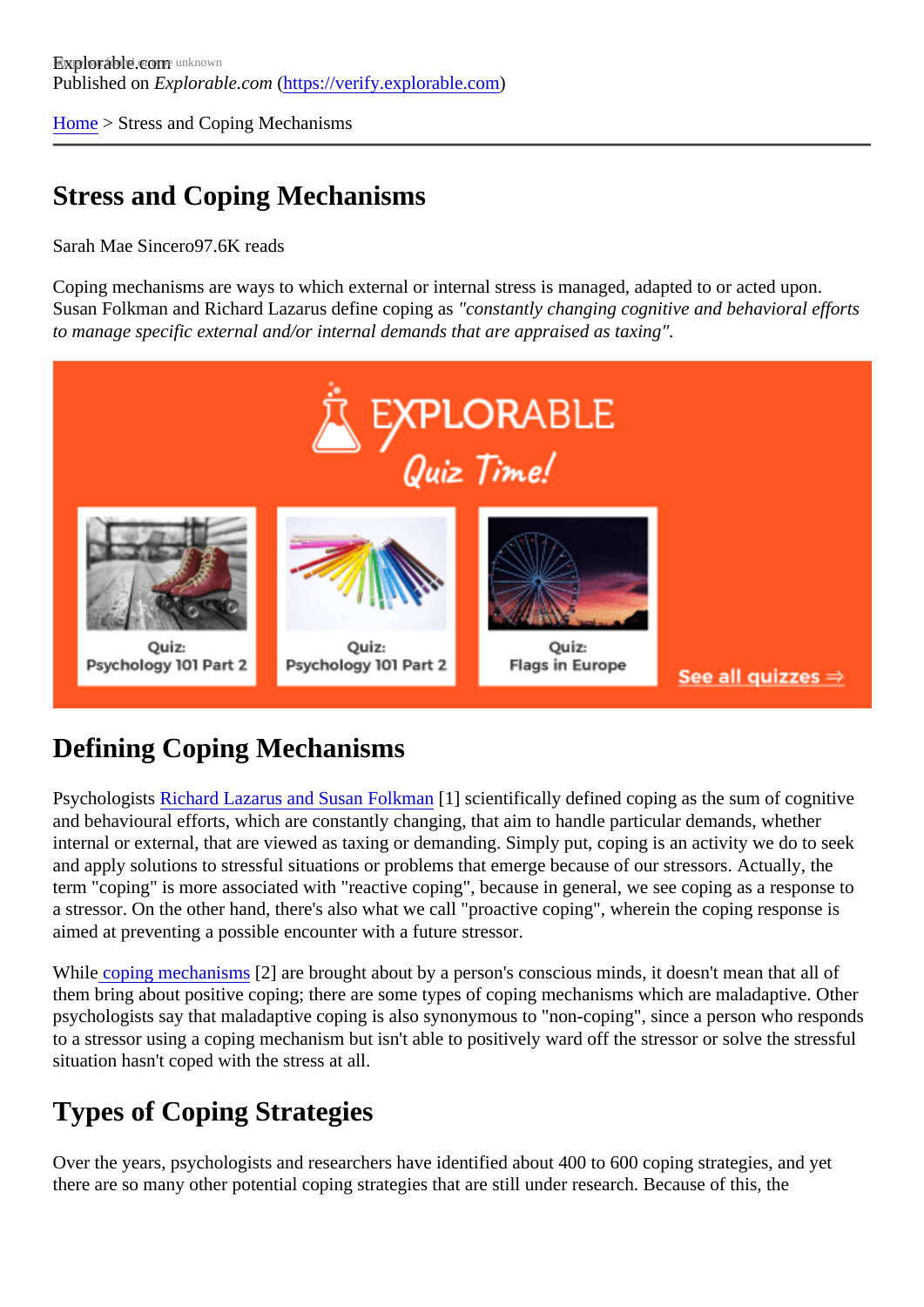Explorable.com

Published on *Explorable.com* (https://verify.explorable.com)

Home > Stress and Coping Mechanisms

# Stress and Coping Mechanisms

Sarah Mae Sincero97.6K reads

Coping mechanisms are ways to which external or internal stress is managed, adapted to or acted upon. Susan Folkman and Richard Lazarus define coping as *"constantly changing cognitive and behavioral efforts to manage specific external and/or internal demands that are appraised as taxing"*.

## Defining Coping Mechanisms

Psychologists Richard Lazarus and Susan Folkman [1] scientifically defined coping as the sum of cognitive and behavioural efforts, which are constantly changing, that aim to handle particular demands, whether internal or external, that are viewed as taxing or demanding. Simply put, coping is an activity we do to seek and apply solutions to stressful situations or problems that emerge because of our stressors. Actually, the term "coping" is more associated with "reactive coping", because in general, we see coping as a response to a stressor. On the other hand, there's also what we call "proactive coping", wherein the coping response is aimed at preventing a possible encounter with a future stressor.

While coping mechanisms [2] are brought about by a person's conscious minds, it doesn't mean that all of them bring about positive coping; there are some types of coping mechanisms which are maladaptive. Other psychologists say that maladaptive coping is also synonymous to "non-coping", since a person who responds to a stressor using a coping mechanism but isn't able to positively ward off the stressor or solve the stressful situation hasn't coped with the stress at all.

## Types of Coping Strategies

Over the years, psychologists and researchers have identified about 400 to 600 coping strategies, and yet there are so many other potential coping strategies that are still under research. Because of this, the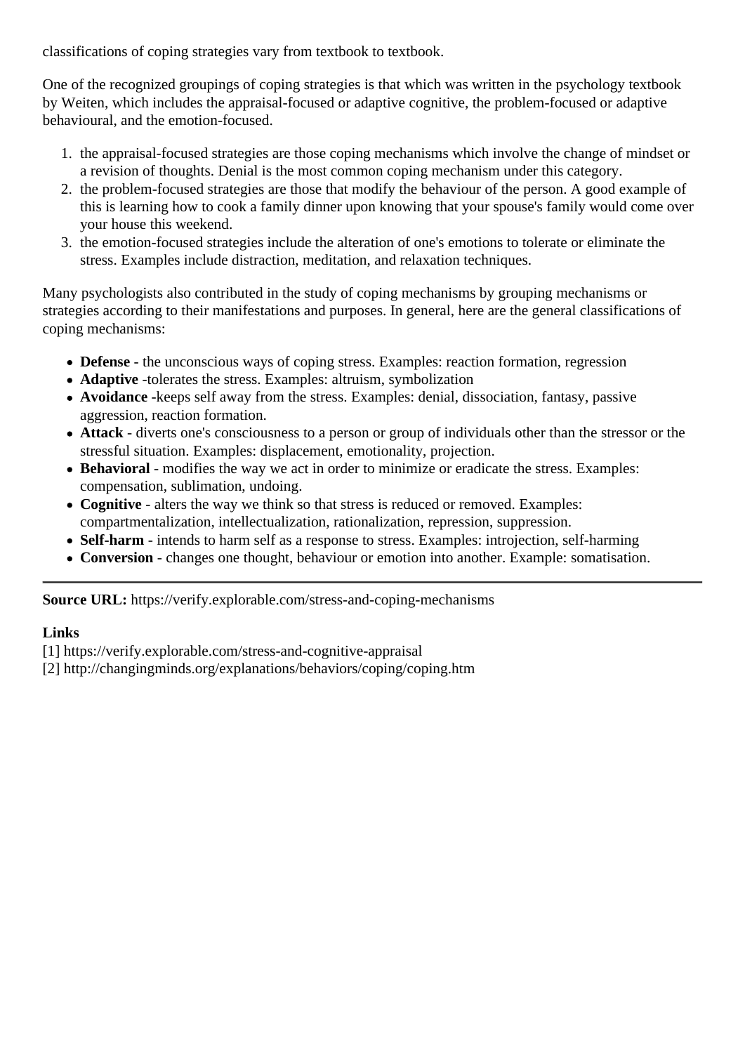classifications of coping strategies vary from textbook to textbook.

One of the recognized groupings of coping strategies is that which was written in the psychology textbook by Weiten, which includes the appraisal-focused or adaptive cognitive, the problem-focused or adaptive behavioural, and the emotion-focused.

1. the appraisal-focused strategies are those coping mechanisms which involve the change of mindset or a revision of thoughts. Denial is the most common coping mechanism under this category.
2. the problem-focused strategies are those that modify the behaviour of the person. A good example of this is learning how to cook a family dinner upon knowing that your spouse's family would come over your house this weekend.
3. the emotion-focused strategies include the alteration of one's emotions to tolerate or eliminate the stress. Examples include distraction, meditation, and relaxation techniques.

Many psychologists also contributed in the study of coping mechanisms by grouping mechanisms or strategies according to their manifestations and purposes. In general, here are the general classifications of coping mechanisms:

- **Defense** - the unconscious ways of coping stress. Examples: reaction formation, regression
- **Adaptive** -tolerates the stress. Examples: altruism, symbolization
- **Avoidance** -keeps self away from the stress. Examples: denial, dissociation, fantasy, passive aggression, reaction formation.
- **Attack** - diverts one's consciousness to a person or group of individuals other than the stressor or the stressful situation. Examples: displacement, emotionality, projection.
- **Behavioral** - modifies the way we act in order to minimize or eradicate the stress. Examples: compensation, sublimation, undoing.
- **Cognitive** - alters the way we think so that stress is reduced or removed. Examples: compartmentalization, intellectualization, rationalization, repression, suppression.
- **Self-harm** - intends to harm self as a response to stress. Examples: introjection, self-harming
- **Conversion** - changes one thought, behaviour or emotion into another. Example: somatisation.

---

**Source URL:** https://verify.explorable.com/stress-and-coping-mechanisms

**Links**
[1] https://verify.explorable.com/stress-and-cognitive-appraisal
[2] http://changingminds.org/explanations/behaviors/coping/coping.htm